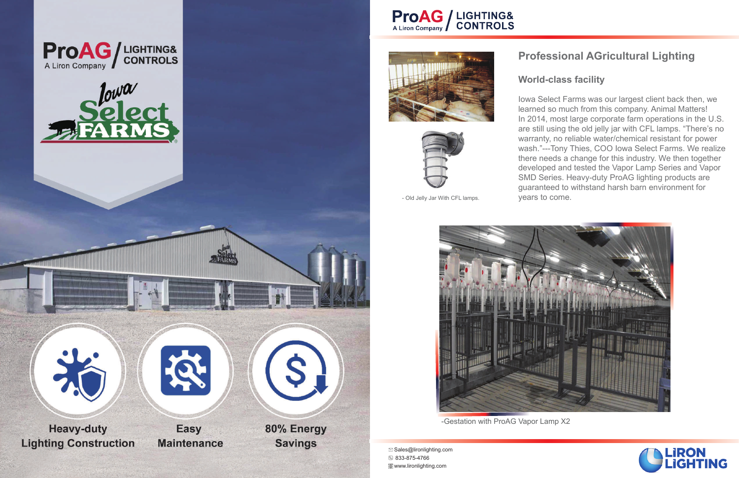ProAG / LIGHTING& CONTROLS
A Liron Company

Iowa Select FARMS

**Heavy-duty Lighting Construction**

**Easy Maintenance**

**80% Energy Savings**

ProAG / LIGHTING& CONTROLS
A Liron Company

- Old Jelly Jar With CFL lamps.

## Professional AGricultural Lighting

### World-class facility

Iowa Select Farms was our largest client back then, we learned so much from this company. Animal Matters! In 2014, most large corporate farm operations in the U.S. are still using the old jelly jar with CFL lamps. "There's no warranty, no reliable water/chemical resistant for power wash."---Tony Thies, COO Iowa Select Farms. We realize there needs a change for this industry. We then together developed and tested the Vapor Lamp Series and Vapor SMD Series. Heavy-duty ProAG lighting products are guaranteed to withstand harsh barn environment for years to come.

-Gestation with ProAG Vapor Lamp X2

Sales@lironlighting.com
833-875-4766
www.lironlighting.com

LIRON LIGHTING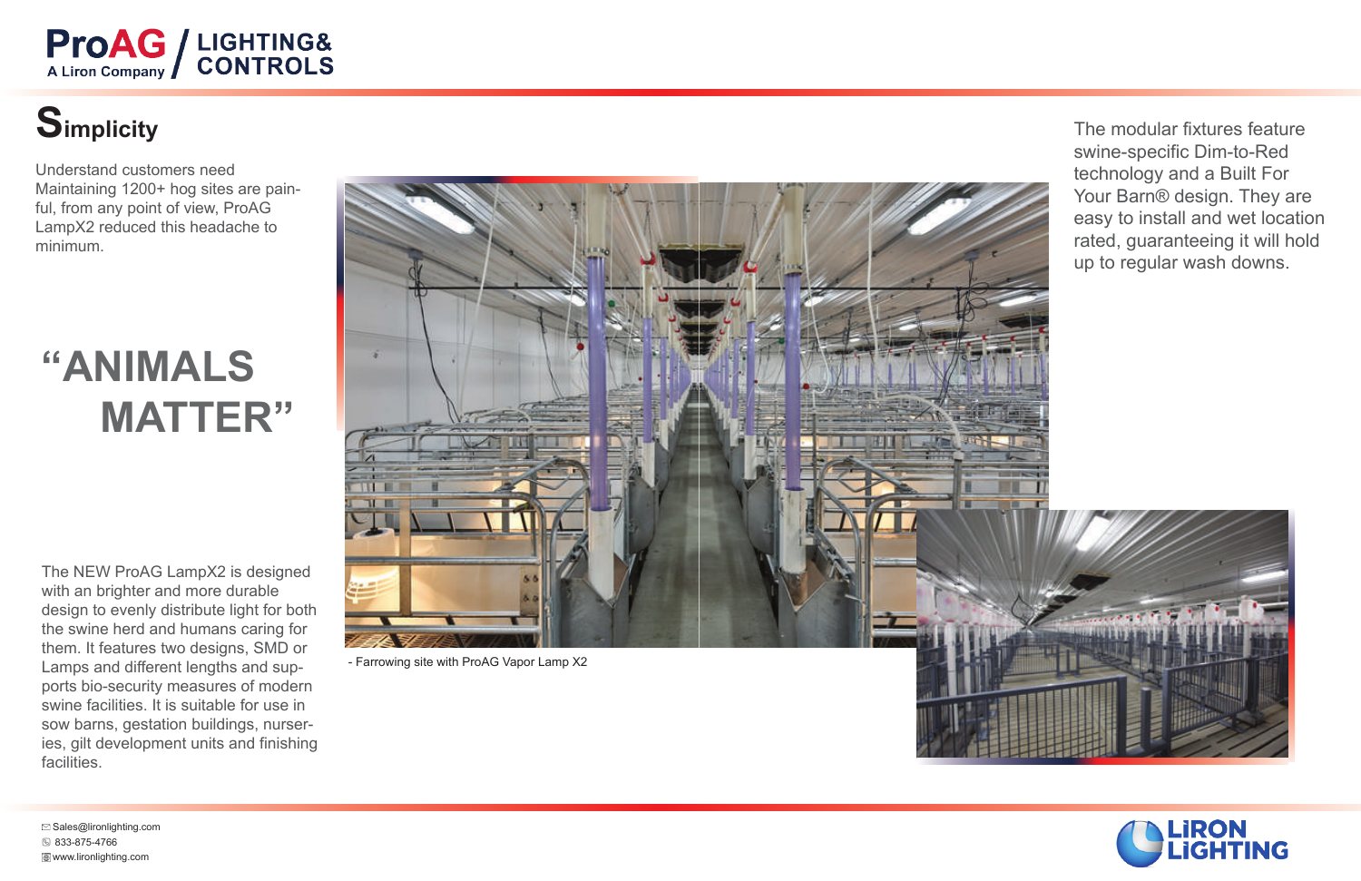ProAG A Liron Company / LIGHTING& CONTROLS

# Simplicity

Understand customers need
Maintaining 1200+ hog sites are painful, from any point of view, ProAG LampX2 reduced this headache to minimum.

**"ANIMALS MATTER"**

The NEW ProAG LampX2 is designed with an brighter and more durable design to evenly distribute light for both the swine herd and humans caring for them. It features two designs, SMD or Lamps and different lengths and supports bio-security measures of modern swine facilities. It is suitable for use in sow barns, gestation buildings, nurseries, gilt development units and finishing facilities.

- Farrowing site with ProAG Vapor Lamp X2

The modular fixtures feature swine-specific Dim-to-Red technology and a Built For Your Barn® design. They are easy to install and wet location rated, guaranteeing it will hold up to regular wash downs.

Sales@lironlighting.com
833-875-4766
www.lironlighting.com

LiRON LiGHTING